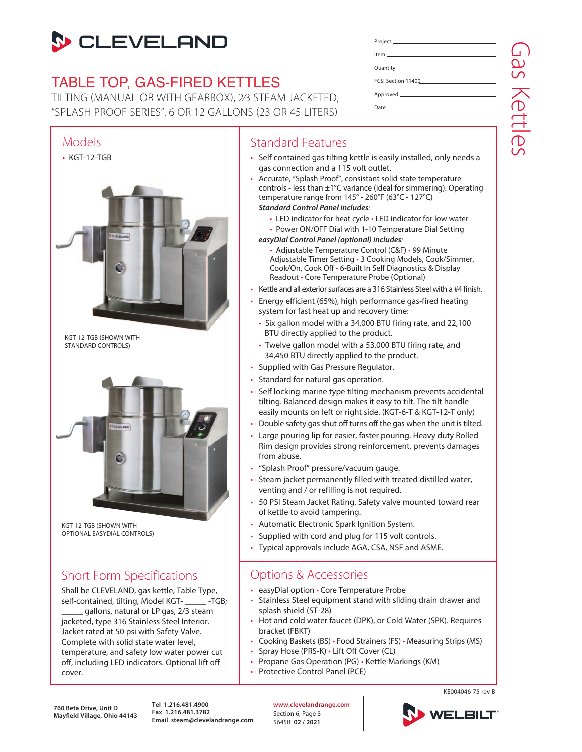# CLEVELAND

## TABLE TOP, GAS-FIRED KETTLES

TILTING (MANUAL OR WITH GEARBOX), 2/3 STEAM JACKETED, "SPLASH PROOF SERIES", 6 OR 12 GALLONS (23 OR 45 LITERS)

Project ______________________

Item ______________________

Quantity ______________________

FCSI Section 11400______________________

Approved ______________________

Date ______________________

Gas Kettles

## Models

- KGT-12-TGB

KGT-12-TGB (SHOWN WITH STANDARD CONTROLS)

KGT-12-TGB (SHOWN WITH OPTIONAL EASYDIAL CONTROLS)

## Standard Features

- Self contained gas tilting kettle is easily installed, only needs a gas connection and a 115 volt outlet.
- Accurate, "Splash Proof", consistant solid state temperature controls - less than ±1°C variance (ideal for simmering). Operating temperature range from 145° - 260°F (63°C - 127°C)

  ***Standard Control Panel includes:***
  - LED indicator for heat cycle • LED indicator for low water
  - Power ON/OFF Dial with 1-10 Temperature Dial Setting

  ***easyDial Control Panel (optional) includes:***
  - Adjustable Temperature Control (C&F) • 99 Minute Adjustable Timer Setting • 3 Cooking Models, Cook/Simmer, Cook/On, Cook Off • 6-Built In Self Diagnostics & Display Readout • Core Temperature Probe (Optional)
- Kettle and all exterior surfaces are a 316 Stainless Steel with a #4 finish.
- Energy efficient (65%), high performance gas-fired heating system for fast heat up and recovery time:
  - Six gallon model with a 34,000 BTU firing rate, and 22,100 BTU directly applied to the product.
  - Twelve gallon model with a 53,000 BTU firing rate, and 34,450 BTU directly applied to the product.
- Supplied with Gas Pressure Regulator.
- Standard for natural gas operation.
- Self locking marine type tilting mechanism prevents accidental tilting. Balanced design makes it easy to tilt. The tilt handle easily mounts on left or right side. (KGT-6-T & KGT-12-T only)
- Double safety gas shut off turns off the gas when the unit is tilted.
- Large pouring lip for easier, faster pouring. Heavy duty Rolled Rim design provides strong reinforcement, prevents damages from abuse.
- "Splash Proof" pressure/vacuum gauge.
- Steam jacket permanently filled with treated distilled water, venting and / or refilling is not required.
- 50 PSI Steam Jacket Rating. Safety valve mounted toward rear of kettle to avoid tampering.
- Automatic Electronic Spark Ignition System.
- Supplied with cord and plug for 115 volt controls.
- Typical approvals include AGA, CSA, NSF and ASME.

## Short Form Specifications

Shall be CLEVELAND, gas kettle, Table Type, self-contained, tilting, Model KGT- _____ -TGB; _____ gallons, natural or LP gas, 2/3 steam jacketed, type 316 Stainless Steel Interior. Jacket rated at 50 psi with Safety Valve. Complete with solid state water level, temperature, and safety low water power cut off, including LED indicators. Optional lift off cover.

## Options & Accessories

- easyDial option • Core Temperature Probe
- Stainless Steel equipment stand with sliding drain drawer and splash shield (ST-28)
- Hot and cold water faucet (DPK), or Cold Water (SPK). Requires bracket (FBKT)
- Cooking Baskets (BS) • Food Strainers (FS) • Measuring Strips (MS)
- Spray Hose (PRS-K) • Lift Off Cover (CL)
- Propane Gas Operation (PG) • Kettle Markings (KM)
- Protective Control Panel (PCE)

KE004046-75 rev B

**760 Beta Drive, Unit D**
**Mayfield Village, Ohio 44143**

**Tel 1.216.481.4900**
**Fax 1.216.481.3782**
**Email steam@clevelandrange.com**

**www.clevelandrange.com**
Section 6, Page 3
5645B **02 / 2021**

WELBILT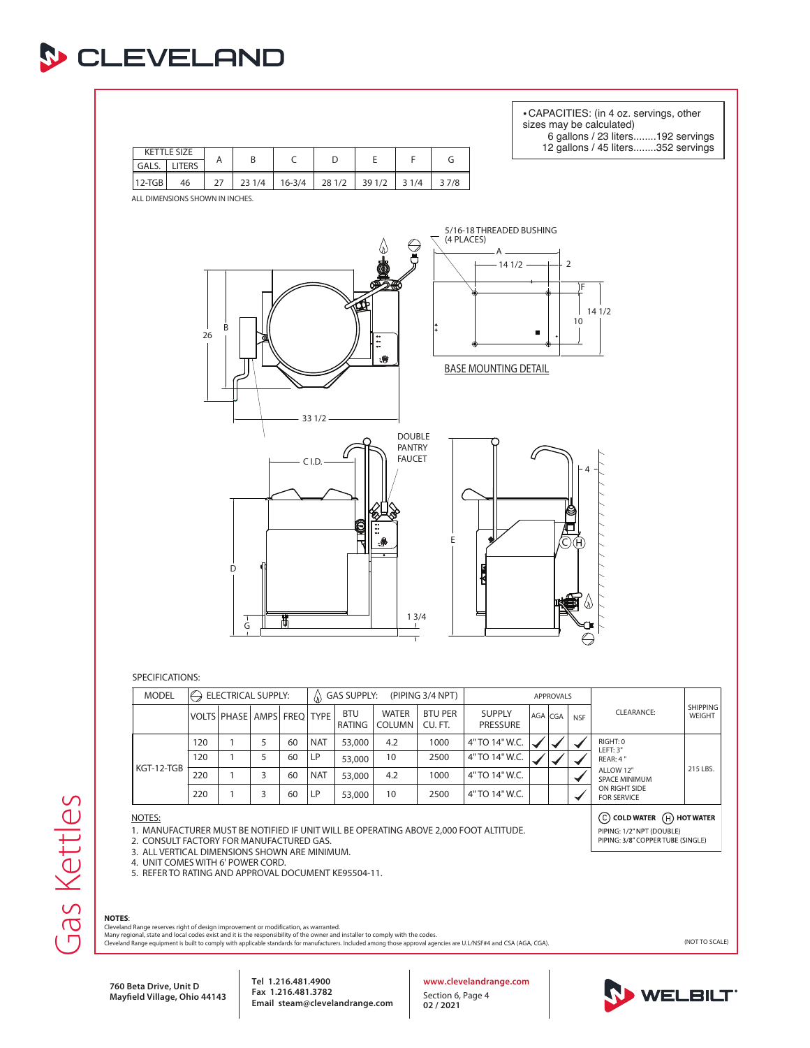| KETTLE SIZE | | A | B | C | D | E | F | G |
|---|---|---|---|---|---|---|---|---|
| GALS. | LITERS | | | | | | | |
| 12-TGB | 46 | 27 | 23 1/4 | 16-3/4 | 28 1/2 | 39 1/2 | 3 1/4 | 3 7/8 |

ALL DIMENSIONS SHOWN IN INCHES.

- CAPACITIES: (in 4 oz. servings, other sizes may be calculated)
  - 6 gallons / 23 liters........192 servings
  - 12 gallons / 45 liters........352 servings

5/16-18 THREADED BUSHING (4 PLACES)

A

14 1/2

2

F

14 1/2

10

BASE MOUNTING DETAIL

26

B

33 1/2

DOUBLE PANTRY FAUCET

C I.D.

D

G

1 3/4

E

4

C H

SPECIFICATIONS:

| MODEL | ELECTRICAL SUPPLY: | | | | GAS SUPPLY: (PIPING 3/4 NPT) | | | | | APPROVALS | | | CLEARANCE: | SHIPPING WEIGHT |
|---|---|---|---|---|---|---|---|---|---|---|---|---|---|---|
| | VOLTS | PHASE | AMPS | FREQ | TYPE | BTU RATING | WATER COLUMN | BTU PER CU. FT. | SUPPLY PRESSURE | AGA | CGA | NSF | | |
| KGT-12-TGB | 120 | 1 | 5 | 60 | NAT | 53,000 | 4.2 | 1000 | 4" TO 14" W.C. | ✓ | ✓ | ✓ | RIGHT: 0<br>LEFT: 3"<br>REAR: 4"<br>ALLOW 12" SPACE MINIMUM ON RIGHT SIDE FOR SERVICE | 215 LBS. |
| | 120 | 1 | 5 | 60 | LP | 53,000 | 10 | 2500 | 4" TO 14" W.C. | ✓ | ✓ | ✓ | | |
| | 220 | 1 | 3 | 60 | NAT | 53,000 | 4.2 | 1000 | 4" TO 14" W.C. | | | ✓ | | |
| | 220 | 1 | 3 | 60 | LP | 53,000 | 10 | 2500 | 4" TO 14" W.C. | | | ✓ | | |

(C) COLD WATER (H) HOT WATER

PIPING: 1/2" NPT (DOUBLE)
PIPING: 3/8" COPPER TUBE (SINGLE)

NOTES:

1. MANUFACTURER MUST BE NOTIFIED IF UNIT WILL BE OPERATING ABOVE 2,000 FOOT ALTITUDE.
2. CONSULT FACTORY FOR MANUFACTURED GAS.
3. ALL VERTICAL DIMENSIONS SHOWN ARE MINIMUM.
4. UNIT COMES WITH 6' POWER CORD.
5. REFER TO RATING AND APPROVAL DOCUMENT KE95504-11.

**NOTES**:
Cleveland Range reserves right of design improvement or modification, as warranted.
Many regional, state and local codes exist and it is the responsibility of the owner and installer to comply with the codes.
Cleveland Range equipment is built to comply with applicable standards for manufacturers. Included among those approval agencies are U.L/NSF#4 and CSA (AGA, CGA).

(NOT TO SCALE)

**760 Beta Drive, Unit D**
**Mayfield Village, Ohio 44143**

**Tel 1.216.481.4900**
**Fax 1.216.481.3782**
**Email steam@clevelandrange.com**

**www.clevelandrange.com**
Section 6, Page 4
**02 / 2021**